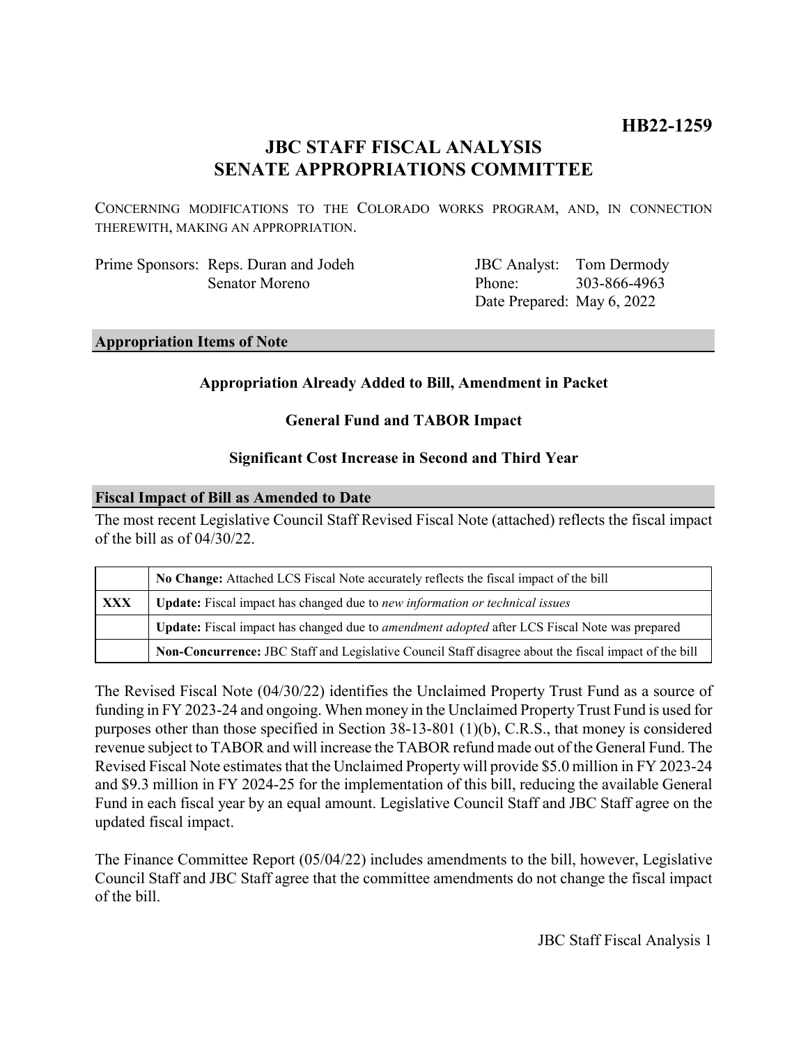**HB22-1259**

# JBC STAFF FISCAL ANALYSIS
# SENATE APPROPRIATIONS COMMITTEE

CONCERNING MODIFICATIONS TO THE COLORADO WORKS PROGRAM, AND, IN CONNECTION THEREWITH, MAKING AN APPROPRIATION.

| | |
|---|---|
| Prime Sponsors: Reps. Duran and Jodeh<br>Senator Moreno | JBC Analyst: Tom Dermody<br>Phone: 303-866-4963<br>Date Prepared: May 6, 2022 |

## Appropriation Items of Note

**Appropriation Already Added to Bill, Amendment in Packet**

**General Fund and TABOR Impact**

**Significant Cost Increase in Second and Third Year**

## Fiscal Impact of Bill as Amended to Date

The most recent Legislative Council Staff Revised Fiscal Note (attached) reflects the fiscal impact of the bill as of 04/30/22.

| | |
|---|---|
| | **No Change:** Attached LCS Fiscal Note accurately reflects the fiscal impact of the bill |
| **XXX** | **Update:** Fiscal impact has changed due to *new information or technical issues* |
| | **Update:** Fiscal impact has changed due to *amendment adopted* after LCS Fiscal Note was prepared |
| | **Non-Concurrence:** JBC Staff and Legislative Council Staff disagree about the fiscal impact of the bill |

The Revised Fiscal Note (04/30/22) identifies the Unclaimed Property Trust Fund as a source of funding in FY 2023-24 and ongoing. When money in the Unclaimed Property Trust Fund is used for purposes other than those specified in Section 38-13-801 (1)(b), C.R.S., that money is considered revenue subject to TABOR and will increase the TABOR refund made out of the General Fund. The Revised Fiscal Note estimates that the Unclaimed Property will provide $5.0 million in FY 2023-24 and $9.3 million in FY 2024-25 for the implementation of this bill, reducing the available General Fund in each fiscal year by an equal amount. Legislative Council Staff and JBC Staff agree on the updated fiscal impact.

The Finance Committee Report (05/04/22) includes amendments to the bill, however, Legislative Council Staff and JBC Staff agree that the committee amendments do not change the fiscal impact of the bill.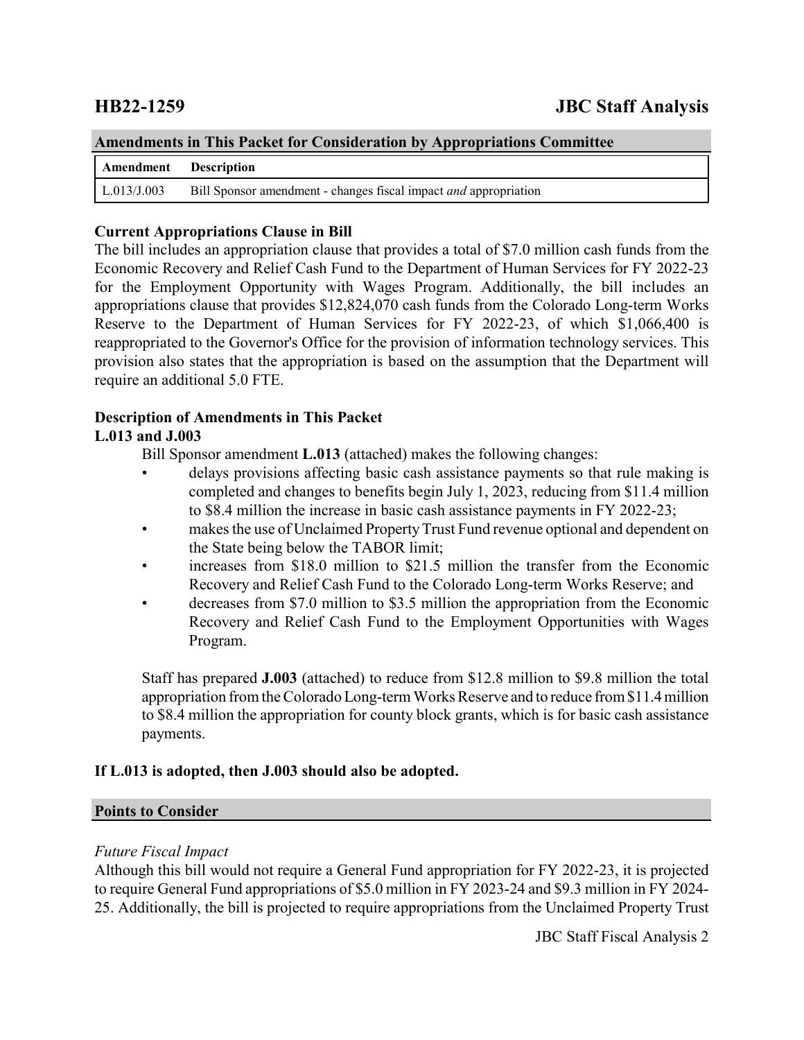| **HB22-1259** | **JBC Staff Analysis** |
|---|---|

### Amendments in This Packet for Consideration by Appropriations Committee

| Amendment | Description |
|---|---|
| L.013/J.003 | Bill Sponsor amendment - changes fiscal impact *and* appropriation |

**Current Appropriations Clause in Bill**
The bill includes an appropriation clause that provides a total of $7.0 million cash funds from the Economic Recovery and Relief Cash Fund to the Department of Human Services for FY 2022-23 for the Employment Opportunity with Wages Program. Additionally, the bill includes an appropriations clause that provides $12,824,070 cash funds from the Colorado Long-term Works Reserve to the Department of Human Services for FY 2022-23, of which $1,066,400 is reappropriated to the Governor's Office for the provision of information technology services. This provision also states that the appropriation is based on the assumption that the Department will require an additional 5.0 FTE.

**Description of Amendments in This Packet**
**L.013 and J.003**

Bill Sponsor amendment **L.013** (attached) makes the following changes:

- delays provisions affecting basic cash assistance payments so that rule making is completed and changes to benefits begin July 1, 2023, reducing from $11.4 million to $8.4 million the increase in basic cash assistance payments in FY 2022-23;
- makes the use of Unclaimed Property Trust Fund revenue optional and dependent on the State being below the TABOR limit;
- increases from $18.0 million to $21.5 million the transfer from the Economic Recovery and Relief Cash Fund to the Colorado Long-term Works Reserve; and
- decreases from $7.0 million to $3.5 million the appropriation from the Economic Recovery and Relief Cash Fund to the Employment Opportunities with Wages Program.

Staff has prepared **J.003** (attached) to reduce from $12.8 million to $9.8 million the total appropriation from the Colorado Long-term Works Reserve and to reduce from $11.4 million to $8.4 million the appropriation for county block grants, which is for basic cash assistance payments.

**If L.013 is adopted, then J.003 should also be adopted.**

### Points to Consider

*Future Fiscal Impact*
Although this bill would not require a General Fund appropriation for FY 2022-23, it is projected to require General Fund appropriations of $5.0 million in FY 2023-24 and $9.3 million in FY 2024-25. Additionally, the bill is projected to require appropriations from the Unclaimed Property Trust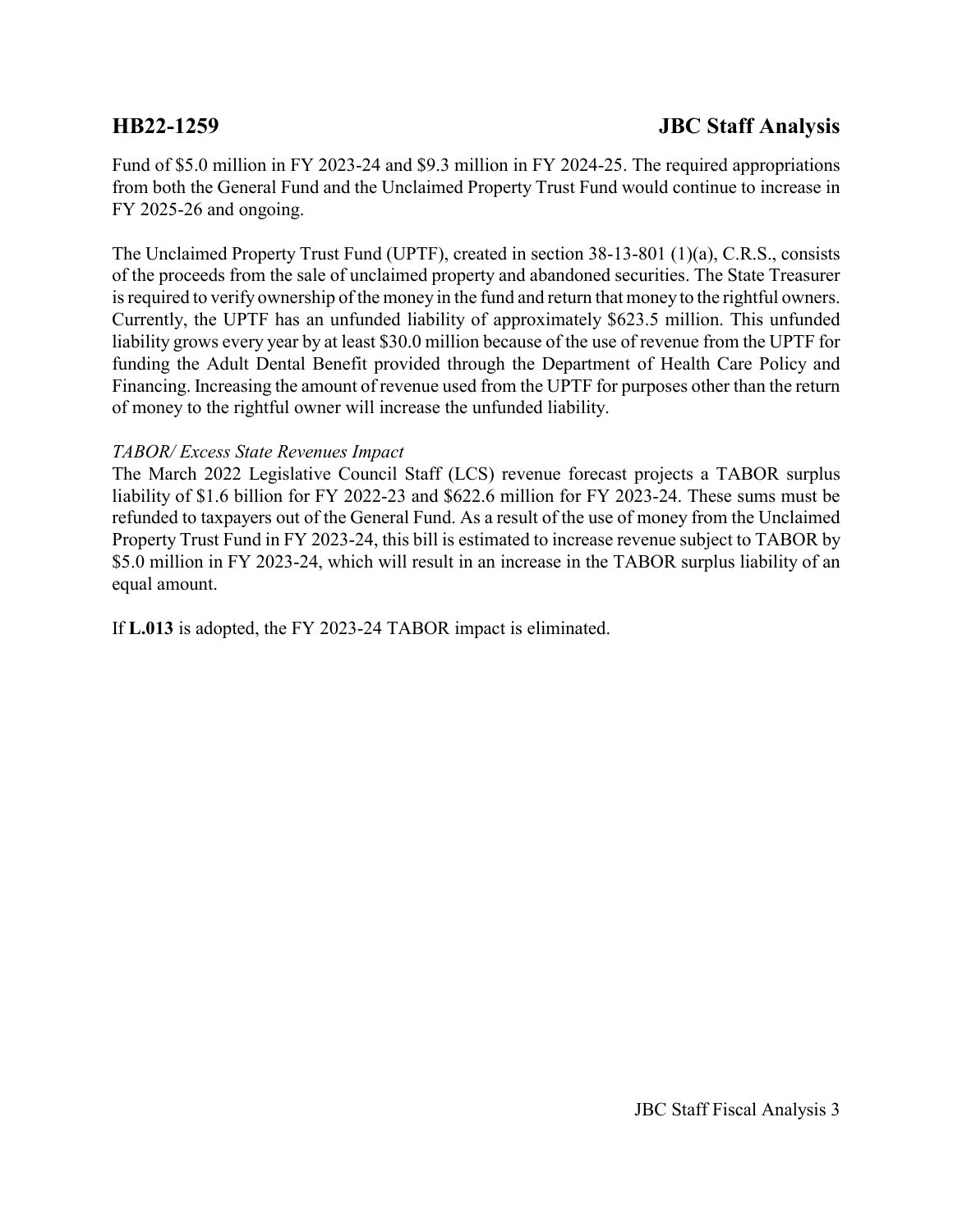Fund of $5.0 million in FY 2023-24 and $9.3 million in FY 2024-25. The required appropriations from both the General Fund and the Unclaimed Property Trust Fund would continue to increase in FY 2025-26 and ongoing.

The Unclaimed Property Trust Fund (UPTF), created in section 38-13-801 (1)(a), C.R.S., consists of the proceeds from the sale of unclaimed property and abandoned securities. The State Treasurer is required to verify ownership of the money in the fund and return that money to the rightful owners. Currently, the UPTF has an unfunded liability of approximately $623.5 million. This unfunded liability grows every year by at least $30.0 million because of the use of revenue from the UPTF for funding the Adult Dental Benefit provided through the Department of Health Care Policy and Financing. Increasing the amount of revenue used from the UPTF for purposes other than the return of money to the rightful owner will increase the unfunded liability.

*TABOR/ Excess State Revenues Impact*

The March 2022 Legislative Council Staff (LCS) revenue forecast projects a TABOR surplus liability of $1.6 billion for FY 2022-23 and $622.6 million for FY 2023-24. These sums must be refunded to taxpayers out of the General Fund. As a result of the use of money from the Unclaimed Property Trust Fund in FY 2023-24, this bill is estimated to increase revenue subject to TABOR by $5.0 million in FY 2023-24, which will result in an increase in the TABOR surplus liability of an equal amount.

If **L.013** is adopted, the FY 2023-24 TABOR impact is eliminated.